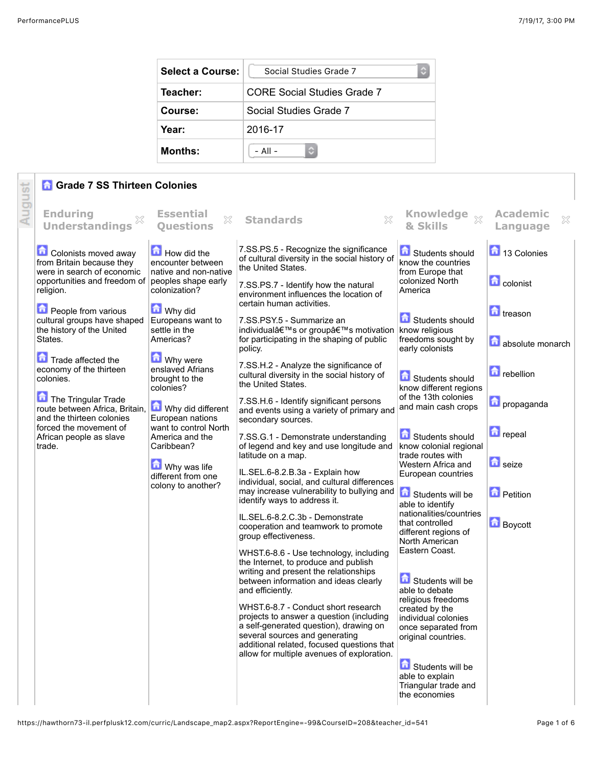| Select a Course: | Social Studies Grade 7 |
| --- | --- |
| Teacher: | CORE Social Studies Grade 7 |
| Course: | Social Studies Grade 7 |
| Year: | 2016-17 |
| Months: | - All - |

August

## Grade 7 SS Thirteen Colonies

| Enduring Understandings | Essential Questions | Standards | Knowledge & Skills | Academic Language |
| --- | --- | --- | --- | --- |
| Colonists moved away from Britain because they were in search of economic opportunities and freedom of religion.<br><br>People from various cultural groups have shaped the history of the United States.<br><br>Trade affected the economy of the thirteen colonies.<br><br>The Tringular Trade route between Africa, Britain, and the thirteen colonies forced the movement of African people as slave trade. | How did the encounter between native and non-native peoples shape early colonization?<br><br>Why did Europeans want to settle in the Americas?<br><br>Why were enslaved Afrians brought to the colonies?<br><br>Why did different European nations want to control North America and the Caribbean?<br><br>Why was life different from one colony to another? | 7.SS.PS.5 - Recognize the significance of cultural diversity in the social history of the United States.<br><br>7.SS.PS.7 - Identify how the natural environment influences the location of certain human activities.<br><br>7.SS.PSY.5 - Summarize an individualâ€™s or groupâ€™s motivation for participating in the shaping of public policy.<br><br>7.SS.H.2 - Analyze the significance of cultural diversity in the social history of the United States.<br><br>7.SS.H.6 - Identify significant persons and events using a variety of primary and secondary sources.<br><br>7.SS.G.1 - Demonstrate understanding of legend and key and use longitude and latitude on a map.<br><br>IL.SEL.6-8.2.B.3a - Explain how individual, social, and cultural differences may increase vulnerability to bullying and identify ways to address it.<br><br>IL.SEL.6-8.2.C.3b - Demonstrate cooperation and teamwork to promote group effectiveness.<br><br>WHST.6-8.6 - Use technology, including the Internet, to produce and publish writing and present the relationships between information and ideas clearly and efficiently.<br><br>WHST.6-8.7 - Conduct short research projects to answer a question (including a self-generated question), drawing on several sources and generating additional related, focused questions that allow for multiple avenues of exploration. | Students should know the countries from Europe that colonized North America<br><br>Students should know religious freedoms sought by early colonists<br><br>Students should know different regions of the 13th colonies and main cash crops<br><br>Students should know colonial regional trade routes with Western Africa and European countries<br><br>Students will be able to identify nationalities/countries that controlled different regions of North American Eastern Coast.<br><br>Students will be able to debate religious freedoms created by the individual colonies once separated from original countries.<br><br>Students will be able to explain Triangular trade and the economies | 13 Colonies<br><br>colonist<br><br>treason<br><br>absolute monarch<br><br>rebellion<br><br>propaganda<br><br>repeal<br><br>seize<br><br>Petition<br><br>Boycott |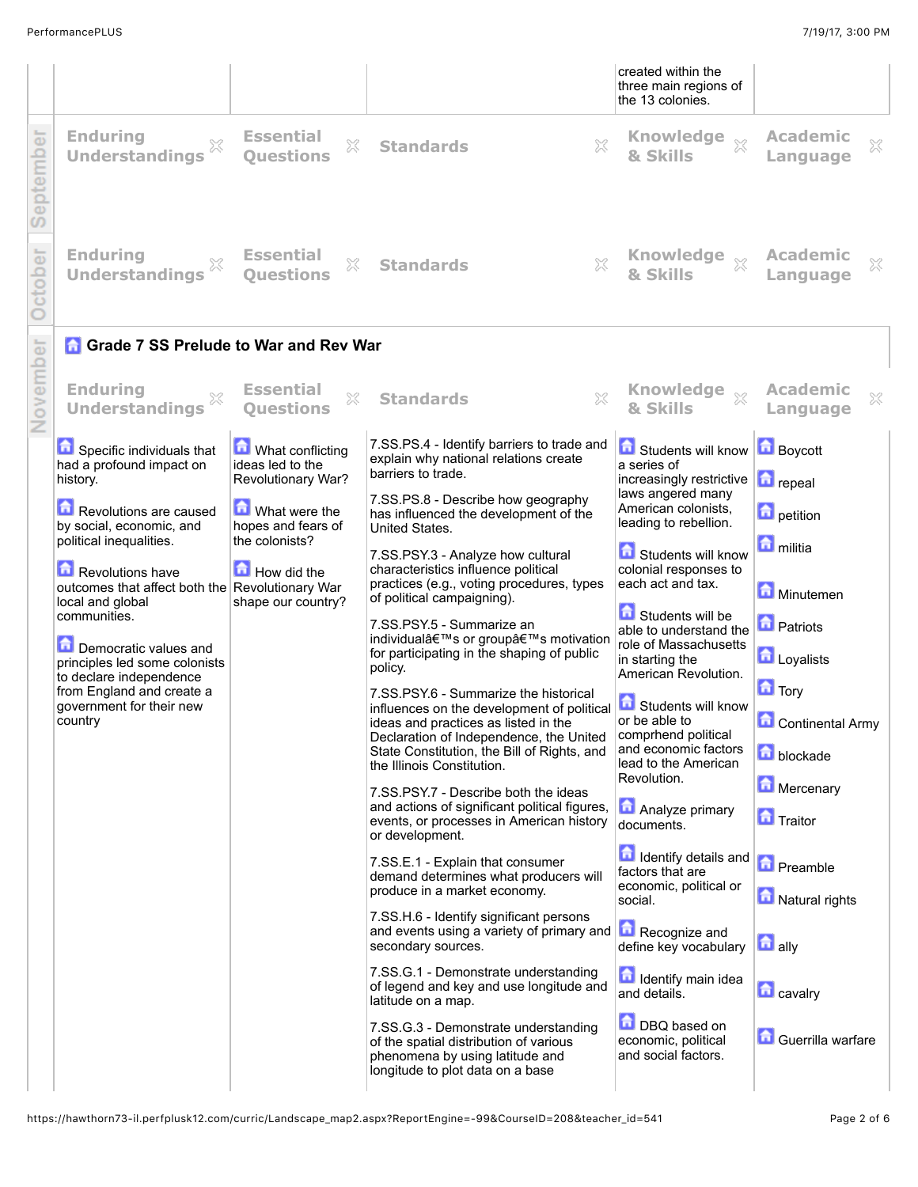| | | | | |
|---|---|---|---|---|
| | | | created within the three main regions of the 13 colonies. | |

**September**

| Enduring Understandings | Essential Questions | Standards | Knowledge & Skills | Academic Language |
|---|---|---|---|---|

**October**

| Enduring Understandings | Essential Questions | Standards | Knowledge & Skills | Academic Language |
|---|---|---|---|---|

**November**

## Grade 7 SS Prelude to War and Rev War

| Enduring Understandings | Essential Questions | Standards | Knowledge & Skills | Academic Language |
|---|---|---|---|---|
| Specific individuals that had a profound impact on history.<br><br>Revolutions are caused by social, economic, and political inequalities.<br><br>Revolutions have outcomes that affect both the local and global communities.<br><br>Democratic values and principles led some colonists to declare independence from England and create a government for their new country | What conflicting ideas led to the Revolutionary War?<br><br>What were the hopes and fears of the colonists?<br><br>How did the Revolutionary War shape our country? | 7.SS.PS.4 - Identify barriers to trade and explain why national relations create barriers to trade.<br><br>7.SS.PS.8 - Describe how geography has influenced the development of the United States.<br><br>7.SS.PSY.3 - Analyze how cultural characteristics influence political practices (e.g., voting procedures, types of political campaigning).<br><br>7.SS.PSY.5 - Summarize an individualâ€™s or groupâ€™s motivation for participating in the shaping of public policy.<br><br>7.SS.PSY.6 - Summarize the historical influences on the development of political ideas and practices as listed in the Declaration of Independence, the United State Constitution, the Bill of Rights, and the Illinois Constitution.<br><br>7.SS.PSY.7 - Describe both the ideas and actions of significant political figures, events, or processes in American history or development.<br><br>7.SS.E.1 - Explain that consumer demand determines what producers will produce in a market economy.<br><br>7.SS.H.6 - Identify significant persons and events using a variety of primary and secondary sources.<br><br>7.SS.G.1 - Demonstrate understanding of legend and key and use longitude and latitude on a map.<br><br>7.SS.G.3 - Demonstrate understanding of the spatial distribution of various phenomena by using latitude and longitude to plot data on a base | Students will know a series of increasingly restrictive laws angered many American colonists, leading to rebellion.<br><br>Students will know colonial responses to each act and tax.<br><br>Students will be able to understand the role of Massachusetts in starting the American Revolution.<br><br>Students will know or be able to comprhend political and economic factors lead to the American Revolution.<br><br>Analyze primary documents.<br><br>Identify details and factors that are economic, political or social.<br><br>Recognize and define key vocabulary<br><br>Identify main idea and details.<br><br>DBQ based on economic, political and social factors. | Boycott<br><br>repeal<br><br>petition<br><br>militia<br><br>Minutemen<br><br>Patriots<br><br>Loyalists<br><br>Tory<br><br>Continental Army<br><br>blockade<br><br>Mercenary<br><br>Traitor<br><br>Preamble<br><br>Natural rights<br><br>ally<br><br>cavalry<br><br>Guerrilla warfare |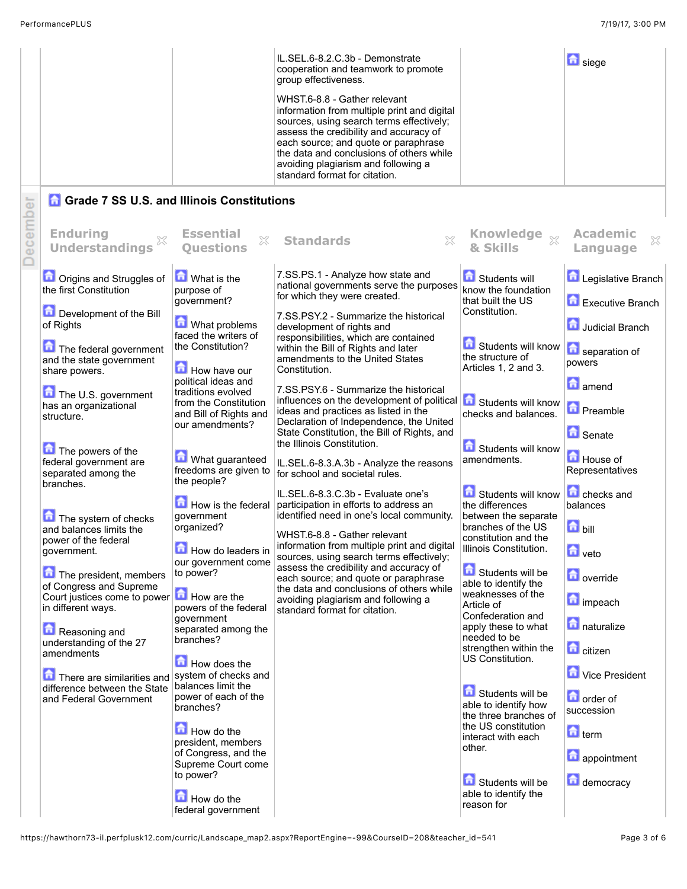| | | Standards | | Academic Language |
|---|---|---|---|---|
| | | IL.SEL.6-8.2.C.3b - Demonstrate cooperation and teamwork to promote group effectiveness.<br><br>WHST.6-8.8 - Gather relevant information from multiple print and digital sources, using search terms effectively; assess the credibility and accuracy of each source; and quote or paraphrase the data and conclusions of others while avoiding plagiarism and following a standard format for citation. | | siege |

December

## Grade 7 SS U.S. and Illinois Constitutions

| Enduring Understandings | Essential Questions | Standards | Knowledge & Skills | Academic Language |
|---|---|---|---|---|
| Origins and Struggles of the first Constitution<br><br>Development of the Bill of Rights<br><br>The federal government and the state government share powers.<br><br>The U.S. government has an organizational structure.<br><br>The powers of the federal government are separated among the branches.<br><br>The system of checks and balances limits the power of the federal government.<br><br>The president, members of Congress and Supreme Court justices come to power in different ways.<br><br>Reasoning and understanding of the 27 amendments<br><br>There are similarities and difference between the State and Federal Government | What is the purpose of government?<br><br>What problems faced the writers of the Constitution?<br><br>How have our political ideas and traditions evolved from the Constitution and Bill of Rights and our amendments?<br><br>What guaranteed freedoms are given to the people?<br><br>How is the federal government organized?<br><br>How do leaders in our government come to power?<br><br>How are the powers of the federal government separated among the branches?<br><br>How does the system of checks and balances limit the power of each of the branches?<br><br>How do the president, members of Congress, and the Supreme Court come to power?<br><br>How do the federal government | 7.SS.PS.1 - Analyze how state and national governments serve the purposes for which they were created.<br><br>7.SS.PSY.2 - Summarize the historical development of rights and responsibilities, which are contained within the Bill of Rights and later amendments to the United States Constitution.<br><br>7.SS.PSY.6 - Summarize the historical influences on the development of political ideas and practices as listed in the Declaration of Independence, the United State Constitution, the Bill of Rights, and the Illinois Constitution.<br><br>IL.SEL.6-8.3.A.3b - Analyze the reasons for school and societal rules.<br><br>IL.SEL.6-8.3.C.3b - Evaluate one's participation in efforts to address an identified need in one's local community.<br><br>WHST.6-8.8 - Gather relevant information from multiple print and digital sources, using search terms effectively; assess the credibility and accuracy of each source; and quote or paraphrase the data and conclusions of others while avoiding plagiarism and following a standard format for citation. | Students will know the foundation that built the US Constitution.<br><br>Students will know the structure of Articles 1, 2 and 3.<br><br>Students will know checks and balances.<br><br>Students will know amendments.<br><br>Students will know the differences between the separate branches of the US constitution and the Illinois Constitution.<br><br>Students will be able to identify the weaknesses of the Article of Confederation and apply these to what needed to be strengthen within the US Constitution.<br><br>Students will be able to identify how the three branches of the US constitution interact with each other.<br><br>Students will be able to identify the reason for | Legislative Branch<br><br>Executive Branch<br><br>Judicial Branch<br><br>separation of powers<br><br>amend<br><br>Preamble<br><br>Senate<br><br>House of Representatives<br><br>checks and balances<br><br>bill<br><br>veto<br><br>override<br><br>impeach<br><br>naturalize<br><br>citizen<br><br>Vice President<br><br>order of succession<br><br>term<br><br>appointment<br><br>democracy |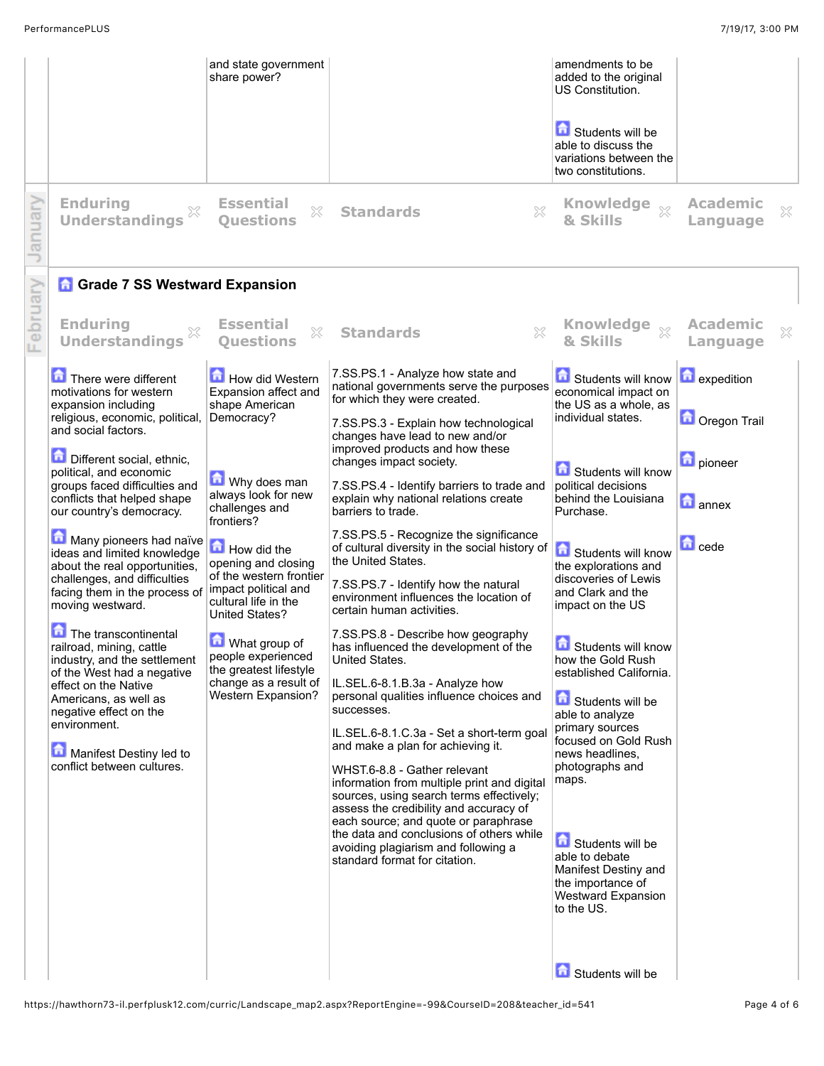| | | | | |
|---|---|---|---|---|
| | and state government share power? | | amendments to be added to the original US Constitution.<br><br>Students will be able to discuss the variations between the two constitutions. | |

January

| Enduring Understandings | Essential Questions | Standards | Knowledge & Skills | Academic Language |
|---|---|---|---|---|
| | | | | |

February

## Grade 7 SS Westward Expansion

| Enduring Understandings | Essential Questions | Standards | Knowledge & Skills | Academic Language |
|---|---|---|---|---|
| There were different motivations for western expansion including religious, economic, political, and social factors.<br><br>Different social, ethnic, political, and economic groups faced difficulties and conflicts that helped shape our country's democracy.<br><br>Many pioneers had naïve ideas and limited knowledge about the real opportunities, challenges, and difficulties facing them in the process of moving westward.<br><br>The transcontinental railroad, mining, cattle industry, and the settlement of the West had a negative effect on the Native Americans, as well as negative effect on the environment.<br><br>Manifest Destiny led to conflict between cultures. | How did Western Expansion affect and shape American Democracy?<br><br>Why does man always look for new challenges and frontiers?<br><br>How did the opening and closing of the western frontier impact political and cultural life in the United States?<br><br>What group of people experienced the greatest lifestyle change as a result of Western Expansion? | 7.SS.PS.1 - Analyze how state and national governments serve the purposes for which they were created.<br><br>7.SS.PS.3 - Explain how technological changes have lead to new and/or improved products and how these changes impact society.<br><br>7.SS.PS.4 - Identify barriers to trade and explain why national relations create barriers to trade.<br><br>7.SS.PS.5 - Recognize the significance of cultural diversity in the social history of the United States.<br><br>7.SS.PS.7 - Identify how the natural environment influences the location of certain human activities.<br><br>7.SS.PS.8 - Describe how geography has influenced the development of the United States.<br><br>IL.SEL.6-8.1.B.3a - Analyze how personal qualities influence choices and successes.<br><br>IL.SEL.6-8.1.C.3a - Set a short-term goal and make a plan for achieving it.<br><br>WHST.6-8.8 - Gather relevant information from multiple print and digital sources, using search terms effectively; assess the credibility and accuracy of each source; and quote or paraphrase the data and conclusions of others while avoiding plagiarism and following a standard format for citation. | Students will know economical impact on the US as a whole, as individual states.<br><br>Students will know political decisions behind the Louisiana Purchase.<br><br>Students will know the explorations and discoveries of Lewis and Clark and the impact on the US<br><br>Students will know how the Gold Rush established California.<br><br>Students will be able to analyze primary sources focused on Gold Rush news headlines, photographs and maps.<br><br>Students will be able to debate Manifest Destiny and the importance of Westward Expansion to the US.<br><br>Students will be | expedition<br><br>Oregon Trail<br><br>pioneer<br><br>annex<br><br>cede |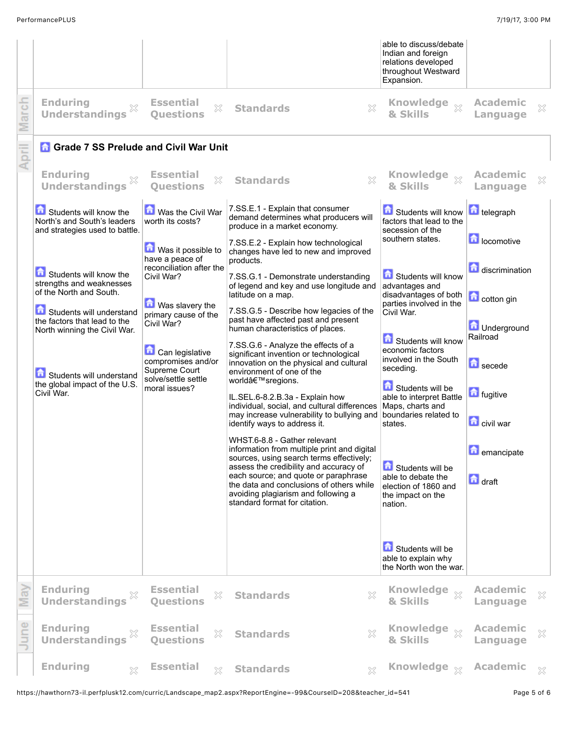| | | | | |
|---|---|---|---|---|
| | | | able to discuss/debate Indian and foreign relations developed throughout Westward Expansion. | |

**March**

| Enduring Understandings | Essential Questions | Standards | Knowledge & Skills | Academic Language |
|---|---|---|---|---|

**April**

## Grade 7 SS Prelude and Civil War Unit

| Enduring Understandings | Essential Questions | Standards | Knowledge & Skills | Academic Language |
|---|---|---|---|---|
| Students will know the North's and South's leaders and strategies used to battle.<br><br>Students will know the strengths and weaknesses of the North and South.<br><br>Students will understand the factors that lead to the North winning the Civil War.<br><br>Students will understand the global impact of the U.S. Civil War. | Was the Civil War worth its costs?<br><br>Was it possible to have a peace of reconciliation after the Civil War?<br><br>Was slavery the primary cause of the Civil War?<br><br>Can legislative compromises and/or Supreme Court solve/settle settle moral issues? | 7.SS.E.1 - Explain that consumer demand determines what producers will produce in a market economy.<br><br>7.SS.E.2 - Explain how technological changes have led to new and improved products.<br><br>7.SS.G.1 - Demonstrate understanding of legend and key and use longitude and latitude on a map.<br><br>7.SS.G.5 - Describe how legacies of the past have affected past and present human characteristics of places.<br><br>7.SS.G.6 - Analyze the effects of a significant invention or technological innovation on the physical and cultural environment of one of the worldâ€™sregions.<br><br>IL.SEL.6-8.2.B.3a - Explain how individual, social, and cultural differences may increase vulnerability to bullying and identify ways to address it.<br><br>WHST.6-8.8 - Gather relevant information from multiple print and digital sources, using search terms effectively; assess the credibility and accuracy of each source; and quote or paraphrase the data and conclusions of others while avoiding plagiarism and following a standard format for citation. | Students will know factors that lead to the secession of the southern states.<br><br>Students will know advantages and disadvantages of both parties involved in the Civil War.<br><br>Students will know economic factors involved in the South seceding.<br><br>Students will be able to interpret Battle Maps, charts and boundaries related to states.<br><br>Students will be able to debate the election of 1860 and the impact on the nation.<br><br>Students will be able to explain why the North won the war. | telegraph<br><br>locomotive<br><br>discrimination<br><br>cotton gin<br><br>Underground Railroad<br><br>secede<br><br>fugitive<br><br>civil war<br><br>emancipate<br><br>draft |

**May**

| Enduring Understandings | Essential Questions | Standards | Knowledge & Skills | Academic Language |
|---|---|---|---|---|

**June**

| Enduring Understandings | Essential Questions | Standards | Knowledge & Skills | Academic Language |
|---|---|---|---|---|

| Enduring | Essential | Standards | Knowledge | Academic |
|---|---|---|---|---|